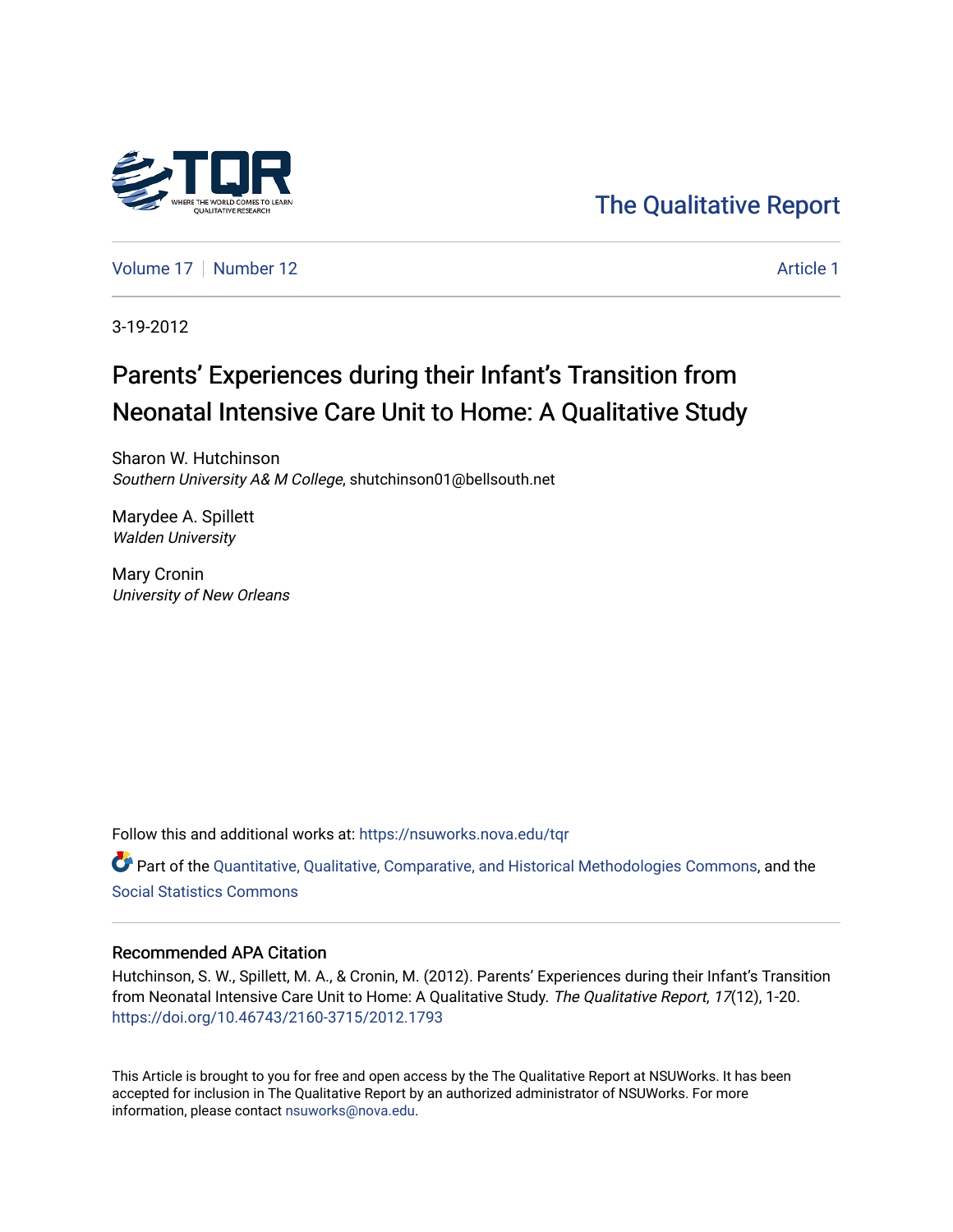The Qualitative Report

Volume 17 | Number 12 | Article 1

3-19-2012

# Parents' Experiences during their Infant's Transition from Neonatal Intensive Care Unit to Home: A Qualitative Study

Sharon W. Hutchinson
*Southern University A& M College*, shutchinson01@bellsouth.net

Marydee A. Spillett
*Walden University*

Mary Cronin
*University of New Orleans*

Follow this and additional works at: https://nsuworks.nova.edu/tqr

Part of the Quantitative, Qualitative, Comparative, and Historical Methodologies Commons, and the Social Statistics Commons

## Recommended APA Citation

Hutchinson, S. W., Spillett, M. A., & Cronin, M. (2012). Parents' Experiences during their Infant's Transition from Neonatal Intensive Care Unit to Home: A Qualitative Study. *The Qualitative Report*, *17*(12), 1-20. https://doi.org/10.46743/2160-3715/2012.1793

This Article is brought to you for free and open access by the The Qualitative Report at NSUWorks. It has been accepted for inclusion in The Qualitative Report by an authorized administrator of NSUWorks. For more information, please contact nsuworks@nova.edu.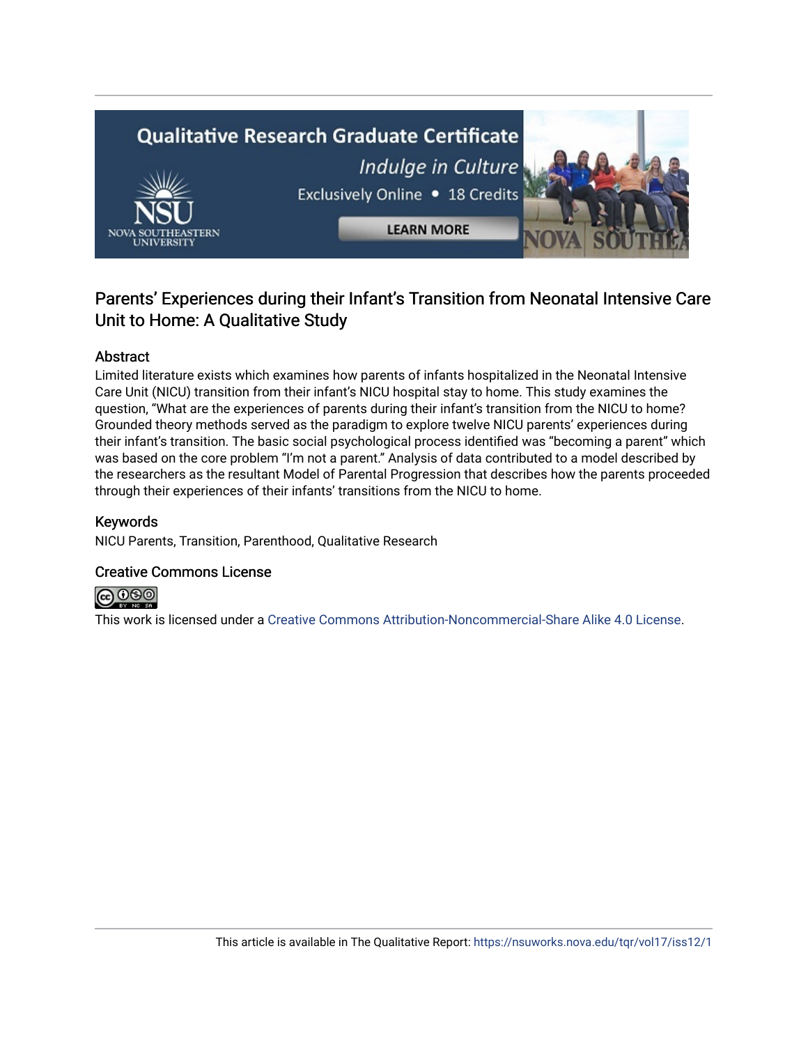# Parents' Experiences during their Infant's Transition from Neonatal Intensive Care Unit to Home: A Qualitative Study

## Abstract

Limited literature exists which examines how parents of infants hospitalized in the Neonatal Intensive Care Unit (NICU) transition from their infant's NICU hospital stay to home. This study examines the question, "What are the experiences of parents during their infant's transition from the NICU to home? Grounded theory methods served as the paradigm to explore twelve NICU parents' experiences during their infant's transition. The basic social psychological process identified was "becoming a parent" which was based on the core problem "I'm not a parent." Analysis of data contributed to a model described by the researchers as the resultant Model of Parental Progression that describes how the parents proceeded through their experiences of their infants' transitions from the NICU to home.

## Keywords

NICU Parents, Transition, Parenthood, Qualitative Research

## Creative Commons License

This work is licensed under a Creative Commons Attribution-Noncommercial-Share Alike 4.0 License.

This article is available in The Qualitative Report: https://nsuworks.nova.edu/tqr/vol17/iss12/1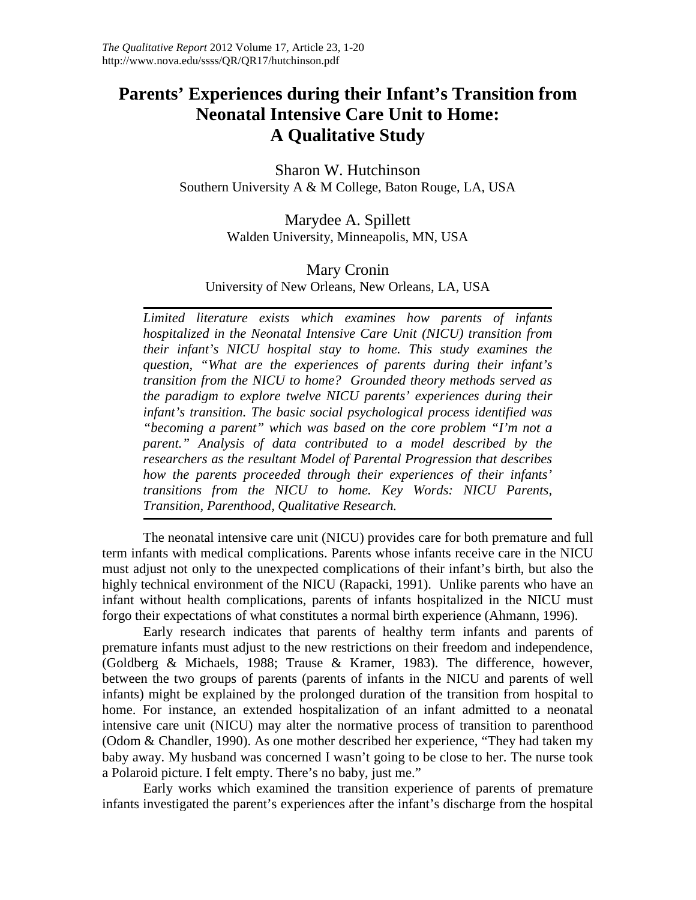# Parents' Experiences during their Infant's Transition from Neonatal Intensive Care Unit to Home: A Qualitative Study

Sharon W. Hutchinson
Southern University A & M College, Baton Rouge, LA, USA

Marydee A. Spillett
Walden University, Minneapolis, MN, USA

Mary Cronin
University of New Orleans, New Orleans, LA, USA

*Limited literature exists which examines how parents of infants hospitalized in the Neonatal Intensive Care Unit (NICU) transition from their infant's NICU hospital stay to home. This study examines the question, "What are the experiences of parents during their infant's transition from the NICU to home? Grounded theory methods served as the paradigm to explore twelve NICU parents' experiences during their infant's transition. The basic social psychological process identified was "becoming a parent" which was based on the core problem "I'm not a parent." Analysis of data contributed to a model described by the researchers as the resultant Model of Parental Progression that describes how the parents proceeded through their experiences of their infants' transitions from the NICU to home. Key Words: NICU Parents, Transition, Parenthood, Qualitative Research.*

The neonatal intensive care unit (NICU) provides care for both premature and full term infants with medical complications. Parents whose infants receive care in the NICU must adjust not only to the unexpected complications of their infant's birth, but also the highly technical environment of the NICU (Rapacki, 1991). Unlike parents who have an infant without health complications, parents of infants hospitalized in the NICU must forgo their expectations of what constitutes a normal birth experience (Ahmann, 1996).

Early research indicates that parents of healthy term infants and parents of premature infants must adjust to the new restrictions on their freedom and independence, (Goldberg & Michaels, 1988; Trause & Kramer, 1983). The difference, however, between the two groups of parents (parents of infants in the NICU and parents of well infants) might be explained by the prolonged duration of the transition from hospital to home. For instance, an extended hospitalization of an infant admitted to a neonatal intensive care unit (NICU) may alter the normative process of transition to parenthood (Odom & Chandler, 1990). As one mother described her experience, "They had taken my baby away. My husband was concerned I wasn't going to be close to her. The nurse took a Polaroid picture. I felt empty. There's no baby, just me."

Early works which examined the transition experience of parents of premature infants investigated the parent's experiences after the infant's discharge from the hospital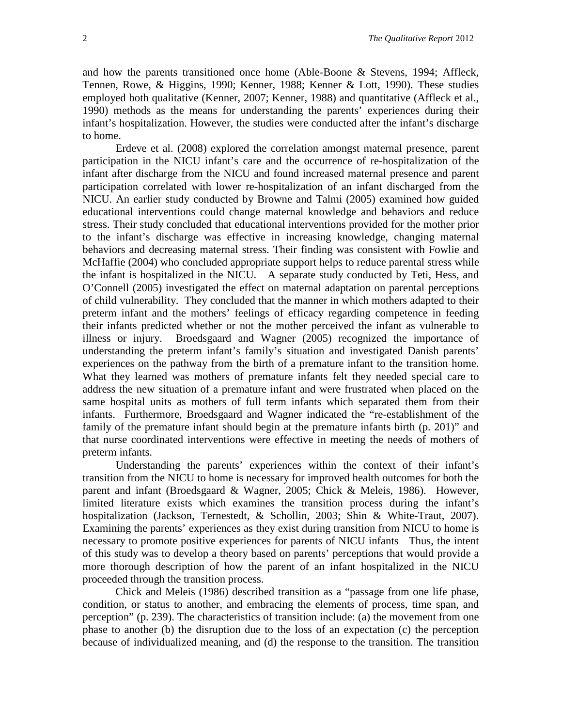and how the parents transitioned once home (Able-Boone & Stevens, 1994; Affleck, Tennen, Rowe, & Higgins, 1990; Kenner, 1988; Kenner & Lott, 1990). These studies employed both qualitative (Kenner, 2007; Kenner, 1988) and quantitative (Affleck et al., 1990) methods as the means for understanding the parents' experiences during their infant's hospitalization. However, the studies were conducted after the infant's discharge to home.

Erdeve et al. (2008) explored the correlation amongst maternal presence, parent participation in the NICU infant's care and the occurrence of re-hospitalization of the infant after discharge from the NICU and found increased maternal presence and parent participation correlated with lower re-hospitalization of an infant discharged from the NICU. An earlier study conducted by Browne and Talmi (2005) examined how guided educational interventions could change maternal knowledge and behaviors and reduce stress. Their study concluded that educational interventions provided for the mother prior to the infant's discharge was effective in increasing knowledge, changing maternal behaviors and decreasing maternal stress. Their finding was consistent with Fowlie and McHaffie (2004) who concluded appropriate support helps to reduce parental stress while the infant is hospitalized in the NICU. A separate study conducted by Teti, Hess, and O'Connell (2005) investigated the effect on maternal adaptation on parental perceptions of child vulnerability. They concluded that the manner in which mothers adapted to their preterm infant and the mothers' feelings of efficacy regarding competence in feeding their infants predicted whether or not the mother perceived the infant as vulnerable to illness or injury. Broedsgaard and Wagner (2005) recognized the importance of understanding the preterm infant's family's situation and investigated Danish parents' experiences on the pathway from the birth of a premature infant to the transition home. What they learned was mothers of premature infants felt they needed special care to address the new situation of a premature infant and were frustrated when placed on the same hospital units as mothers of full term infants which separated them from their infants. Furthermore, Broedsgaard and Wagner indicated the "re-establishment of the family of the premature infant should begin at the premature infants birth (p. 201)" and that nurse coordinated interventions were effective in meeting the needs of mothers of preterm infants.

Understanding the parents' experiences within the context of their infant's transition from the NICU to home is necessary for improved health outcomes for both the parent and infant (Broedsgaard & Wagner, 2005; Chick & Meleis, 1986). However, limited literature exists which examines the transition process during the infant's hospitalization (Jackson, Ternestedt, & Schollin, 2003; Shin & White-Traut, 2007). Examining the parents' experiences as they exist during transition from NICU to home is necessary to promote positive experiences for parents of NICU infants Thus, the intent of this study was to develop a theory based on parents' perceptions that would provide a more thorough description of how the parent of an infant hospitalized in the NICU proceeded through the transition process.

Chick and Meleis (1986) described transition as a "passage from one life phase, condition, or status to another, and embracing the elements of process, time span, and perception" (p. 239). The characteristics of transition include: (a) the movement from one phase to another (b) the disruption due to the loss of an expectation (c) the perception because of individualized meaning, and (d) the response to the transition. The transition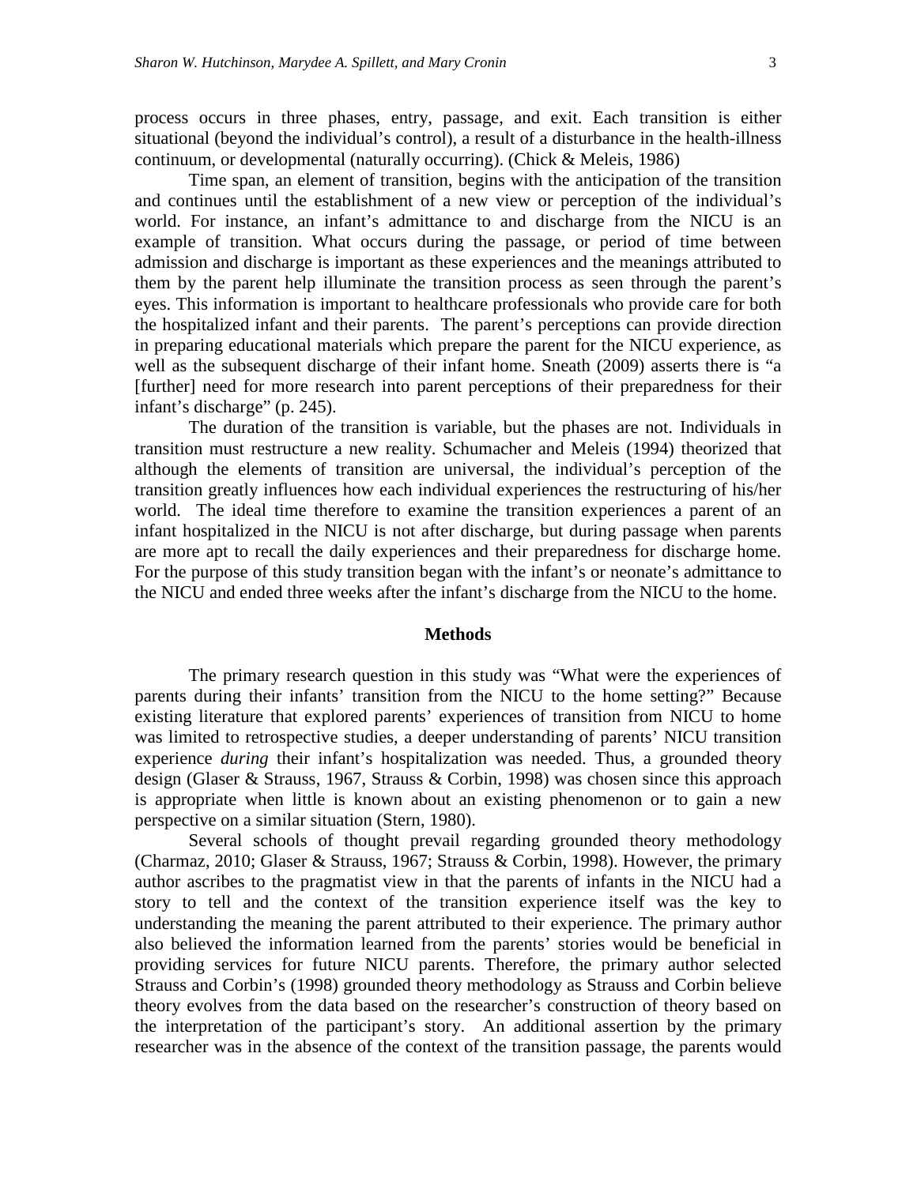process occurs in three phases, entry, passage, and exit. Each transition is either situational (beyond the individual's control), a result of a disturbance in the health-illness continuum, or developmental (naturally occurring). (Chick & Meleis, 1986)

Time span, an element of transition, begins with the anticipation of the transition and continues until the establishment of a new view or perception of the individual's world. For instance, an infant's admittance to and discharge from the NICU is an example of transition. What occurs during the passage, or period of time between admission and discharge is important as these experiences and the meanings attributed to them by the parent help illuminate the transition process as seen through the parent's eyes. This information is important to healthcare professionals who provide care for both the hospitalized infant and their parents. The parent's perceptions can provide direction in preparing educational materials which prepare the parent for the NICU experience, as well as the subsequent discharge of their infant home. Sneath (2009) asserts there is "a [further] need for more research into parent perceptions of their preparedness for their infant's discharge" (p. 245).

The duration of the transition is variable, but the phases are not. Individuals in transition must restructure a new reality. Schumacher and Meleis (1994) theorized that although the elements of transition are universal, the individual's perception of the transition greatly influences how each individual experiences the restructuring of his/her world. The ideal time therefore to examine the transition experiences a parent of an infant hospitalized in the NICU is not after discharge, but during passage when parents are more apt to recall the daily experiences and their preparedness for discharge home. For the purpose of this study transition began with the infant's or neonate's admittance to the NICU and ended three weeks after the infant's discharge from the NICU to the home.

## Methods

The primary research question in this study was "What were the experiences of parents during their infants' transition from the NICU to the home setting?" Because existing literature that explored parents' experiences of transition from NICU to home was limited to retrospective studies, a deeper understanding of parents' NICU transition experience *during* their infant's hospitalization was needed. Thus, a grounded theory design (Glaser & Strauss, 1967, Strauss & Corbin, 1998) was chosen since this approach is appropriate when little is known about an existing phenomenon or to gain a new perspective on a similar situation (Stern, 1980).

Several schools of thought prevail regarding grounded theory methodology (Charmaz, 2010; Glaser & Strauss, 1967; Strauss & Corbin, 1998). However, the primary author ascribes to the pragmatist view in that the parents of infants in the NICU had a story to tell and the context of the transition experience itself was the key to understanding the meaning the parent attributed to their experience. The primary author also believed the information learned from the parents' stories would be beneficial in providing services for future NICU parents. Therefore, the primary author selected Strauss and Corbin's (1998) grounded theory methodology as Strauss and Corbin believe theory evolves from the data based on the researcher's construction of theory based on the interpretation of the participant's story. An additional assertion by the primary researcher was in the absence of the context of the transition passage, the parents would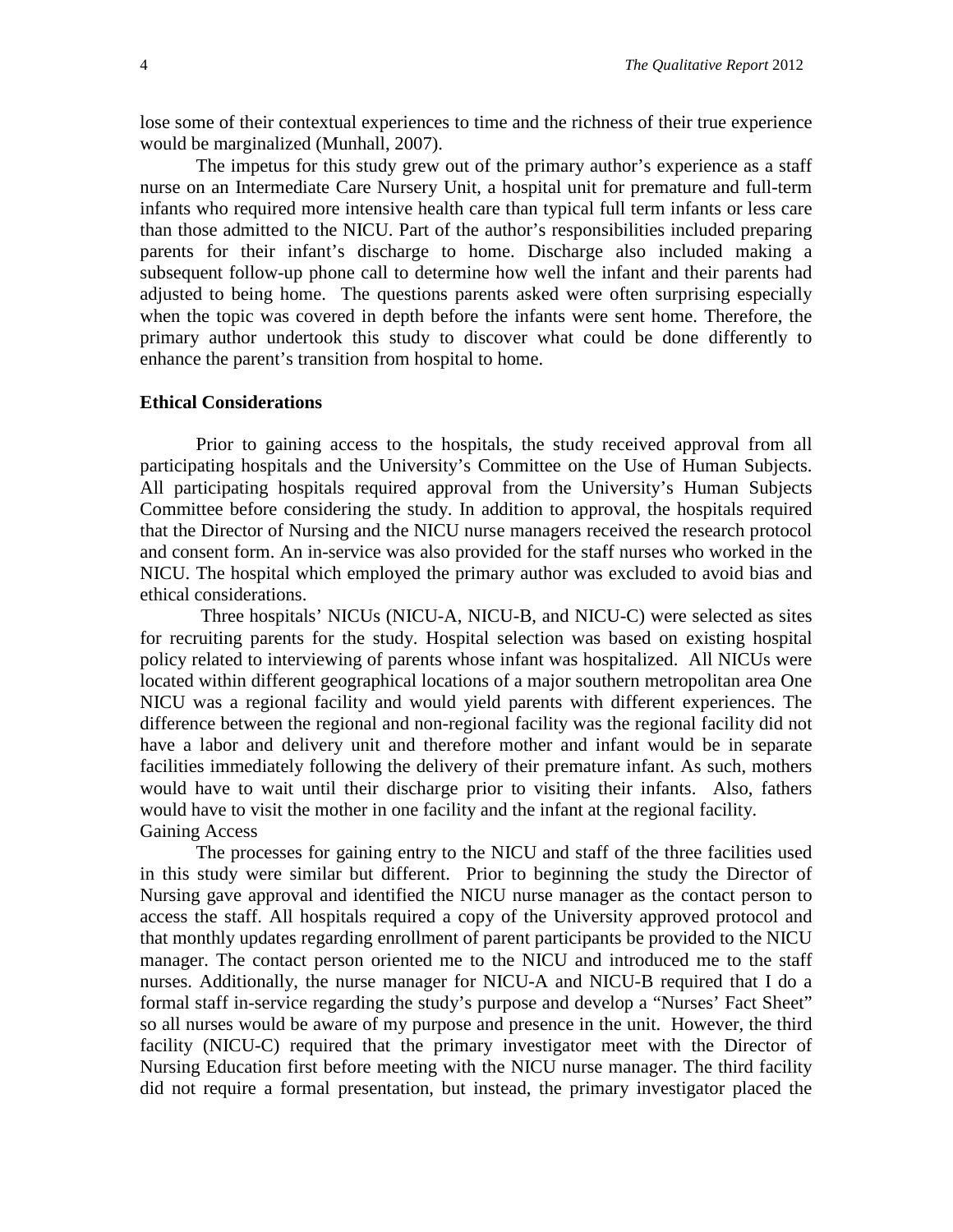lose some of their contextual experiences to time and the richness of their true experience would be marginalized (Munhall, 2007).

The impetus for this study grew out of the primary author's experience as a staff nurse on an Intermediate Care Nursery Unit, a hospital unit for premature and full-term infants who required more intensive health care than typical full term infants or less care than those admitted to the NICU. Part of the author's responsibilities included preparing parents for their infant's discharge to home. Discharge also included making a subsequent follow-up phone call to determine how well the infant and their parents had adjusted to being home. The questions parents asked were often surprising especially when the topic was covered in depth before the infants were sent home. Therefore, the primary author undertook this study to discover what could be done differently to enhance the parent's transition from hospital to home.

### Ethical Considerations

Prior to gaining access to the hospitals, the study received approval from all participating hospitals and the University's Committee on the Use of Human Subjects. All participating hospitals required approval from the University's Human Subjects Committee before considering the study. In addition to approval, the hospitals required that the Director of Nursing and the NICU nurse managers received the research protocol and consent form. An in-service was also provided for the staff nurses who worked in the NICU. The hospital which employed the primary author was excluded to avoid bias and ethical considerations.

Three hospitals' NICUs (NICU-A, NICU-B, and NICU-C) were selected as sites for recruiting parents for the study. Hospital selection was based on existing hospital policy related to interviewing of parents whose infant was hospitalized. All NICUs were located within different geographical locations of a major southern metropolitan area One NICU was a regional facility and would yield parents with different experiences. The difference between the regional and non-regional facility was the regional facility did not have a labor and delivery unit and therefore mother and infant would be in separate facilities immediately following the delivery of their premature infant. As such, mothers would have to wait until their discharge prior to visiting their infants. Also, fathers would have to visit the mother in one facility and the infant at the regional facility.

Gaining Access

The processes for gaining entry to the NICU and staff of the three facilities used in this study were similar but different. Prior to beginning the study the Director of Nursing gave approval and identified the NICU nurse manager as the contact person to access the staff. All hospitals required a copy of the University approved protocol and that monthly updates regarding enrollment of parent participants be provided to the NICU manager. The contact person oriented me to the NICU and introduced me to the staff nurses. Additionally, the nurse manager for NICU-A and NICU-B required that I do a formal staff in-service regarding the study's purpose and develop a "Nurses' Fact Sheet" so all nurses would be aware of my purpose and presence in the unit. However, the third facility (NICU-C) required that the primary investigator meet with the Director of Nursing Education first before meeting with the NICU nurse manager. The third facility did not require a formal presentation, but instead, the primary investigator placed the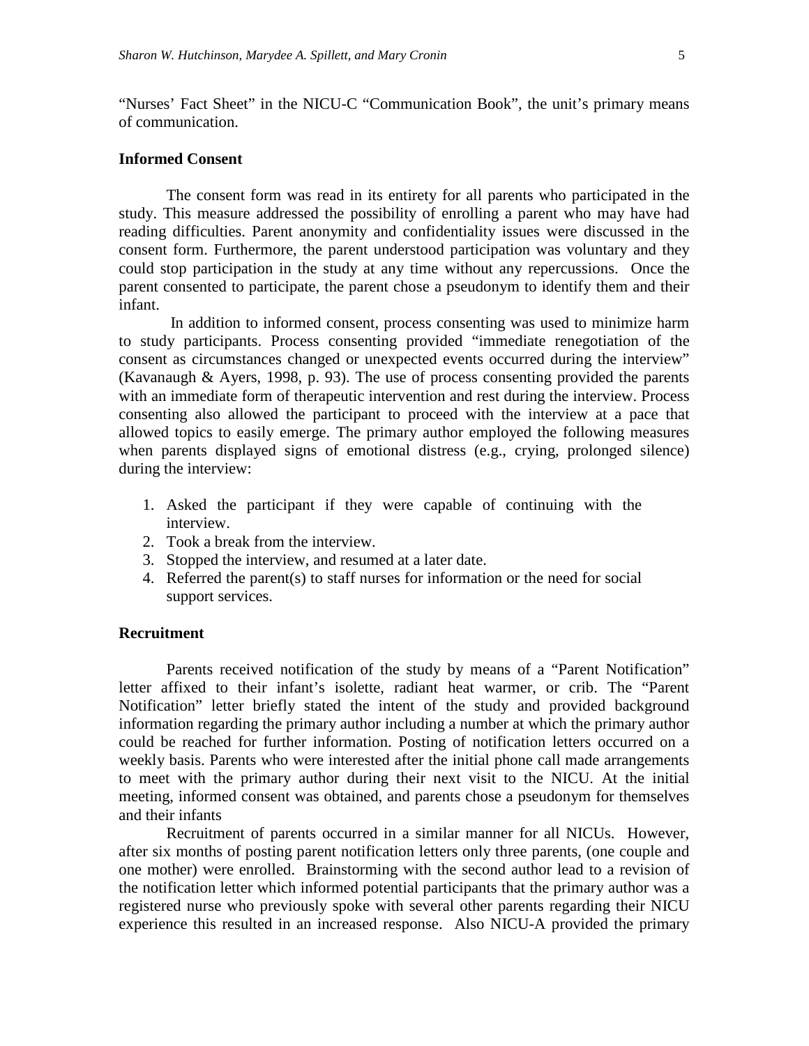"Nurses' Fact Sheet" in the NICU-C "Communication Book", the unit's primary means of communication.

### Informed Consent

The consent form was read in its entirety for all parents who participated in the study. This measure addressed the possibility of enrolling a parent who may have had reading difficulties. Parent anonymity and confidentiality issues were discussed in the consent form. Furthermore, the parent understood participation was voluntary and they could stop participation in the study at any time without any repercussions. Once the parent consented to participate, the parent chose a pseudonym to identify them and their infant.

In addition to informed consent, process consenting was used to minimize harm to study participants. Process consenting provided "immediate renegotiation of the consent as circumstances changed or unexpected events occurred during the interview" (Kavanaugh & Ayers, 1998, p. 93). The use of process consenting provided the parents with an immediate form of therapeutic intervention and rest during the interview. Process consenting also allowed the participant to proceed with the interview at a pace that allowed topics to easily emerge. The primary author employed the following measures when parents displayed signs of emotional distress (e.g., crying, prolonged silence) during the interview:

1. Asked the participant if they were capable of continuing with the interview.
2. Took a break from the interview.
3. Stopped the interview, and resumed at a later date.
4. Referred the parent(s) to staff nurses for information or the need for social support services.

### Recruitment

Parents received notification of the study by means of a "Parent Notification" letter affixed to their infant's isolette, radiant heat warmer, or crib. The "Parent Notification" letter briefly stated the intent of the study and provided background information regarding the primary author including a number at which the primary author could be reached for further information. Posting of notification letters occurred on a weekly basis. Parents who were interested after the initial phone call made arrangements to meet with the primary author during their next visit to the NICU. At the initial meeting, informed consent was obtained, and parents chose a pseudonym for themselves and their infants

Recruitment of parents occurred in a similar manner for all NICUs. However, after six months of posting parent notification letters only three parents, (one couple and one mother) were enrolled. Brainstorming with the second author lead to a revision of the notification letter which informed potential participants that the primary author was a registered nurse who previously spoke with several other parents regarding their NICU experience this resulted in an increased response. Also NICU-A provided the primary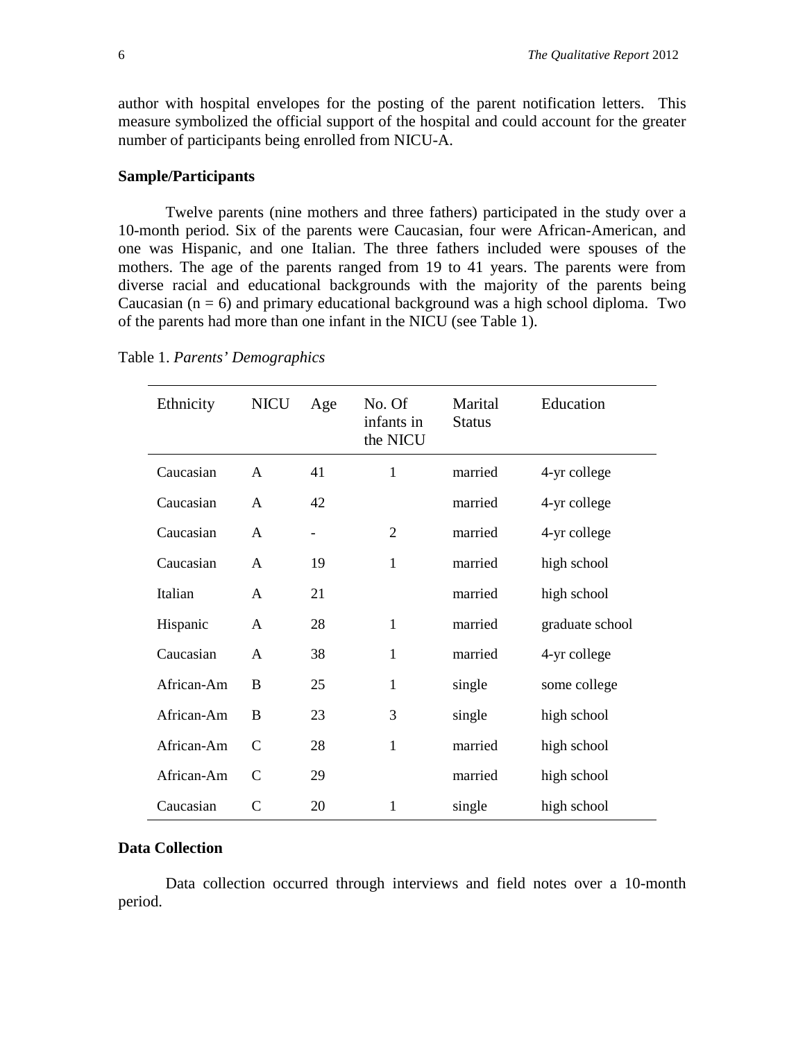author with hospital envelopes for the posting of the parent notification letters. This measure symbolized the official support of the hospital and could account for the greater number of participants being enrolled from NICU-A.

### Sample/Participants

Twelve parents (nine mothers and three fathers) participated in the study over a 10-month period. Six of the parents were Caucasian, four were African-American, and one was Hispanic, and one Italian. The three fathers included were spouses of the mothers. The age of the parents ranged from 19 to 41 years. The parents were from diverse racial and educational backgrounds with the majority of the parents being Caucasian ($n = 6$) and primary educational background was a high school diploma. Two of the parents had more than one infant in the NICU (see Table 1).

Table 1. *Parents' Demographics*

| Ethnicity | NICU | Age | No. Of infants in the NICU | Marital Status | Education |
|---|---|---|---|---|---|
| Caucasian | A | 41 | 1 | married | 4-yr college |
| Caucasian | A | 42 | | married | 4-yr college |
| Caucasian | A | - | 2 | married | 4-yr college |
| Caucasian | A | 19 | 1 | married | high school |
| Italian | A | 21 | | married | high school |
| Hispanic | A | 28 | 1 | married | graduate school |
| Caucasian | A | 38 | 1 | married | 4-yr college |
| African-Am | B | 25 | 1 | single | some college |
| African-Am | B | 23 | 3 | single | high school |
| African-Am | C | 28 | 1 | married | high school |
| African-Am | C | 29 | | married | high school |
| Caucasian | C | 20 | 1 | single | high school |

### Data Collection

Data collection occurred through interviews and field notes over a 10-month period.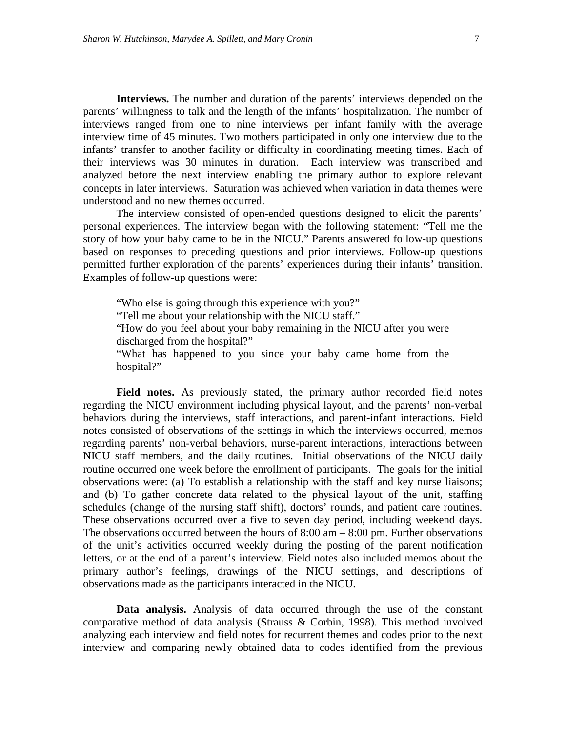**Interviews.** The number and duration of the parents' interviews depended on the parents' willingness to talk and the length of the infants' hospitalization. The number of interviews ranged from one to nine interviews per infant family with the average interview time of 45 minutes. Two mothers participated in only one interview due to the infants' transfer to another facility or difficulty in coordinating meeting times. Each of their interviews was 30 minutes in duration. Each interview was transcribed and analyzed before the next interview enabling the primary author to explore relevant concepts in later interviews. Saturation was achieved when variation in data themes were understood and no new themes occurred.

The interview consisted of open-ended questions designed to elicit the parents' personal experiences. The interview began with the following statement: "Tell me the story of how your baby came to be in the NICU." Parents answered follow-up questions based on responses to preceding questions and prior interviews. Follow-up questions permitted further exploration of the parents' experiences during their infants' transition. Examples of follow-up questions were:

> "Who else is going through this experience with you?"
> "Tell me about your relationship with the NICU staff."
> "How do you feel about your baby remaining in the NICU after you were discharged from the hospital?"
> "What has happened to you since your baby came home from the hospital?"

**Field notes.** As previously stated, the primary author recorded field notes regarding the NICU environment including physical layout, and the parents' non-verbal behaviors during the interviews, staff interactions, and parent-infant interactions. Field notes consisted of observations of the settings in which the interviews occurred, memos regarding parents' non-verbal behaviors, nurse-parent interactions, interactions between NICU staff members, and the daily routines. Initial observations of the NICU daily routine occurred one week before the enrollment of participants. The goals for the initial observations were: (a) To establish a relationship with the staff and key nurse liaisons; and (b) To gather concrete data related to the physical layout of the unit, staffing schedules (change of the nursing staff shift), doctors' rounds, and patient care routines. These observations occurred over a five to seven day period, including weekend days. The observations occurred between the hours of 8:00 am – 8:00 pm. Further observations of the unit's activities occurred weekly during the posting of the parent notification letters, or at the end of a parent's interview. Field notes also included memos about the primary author's feelings, drawings of the NICU settings, and descriptions of observations made as the participants interacted in the NICU.

**Data analysis.** Analysis of data occurred through the use of the constant comparative method of data analysis (Strauss & Corbin, 1998). This method involved analyzing each interview and field notes for recurrent themes and codes prior to the next interview and comparing newly obtained data to codes identified from the previous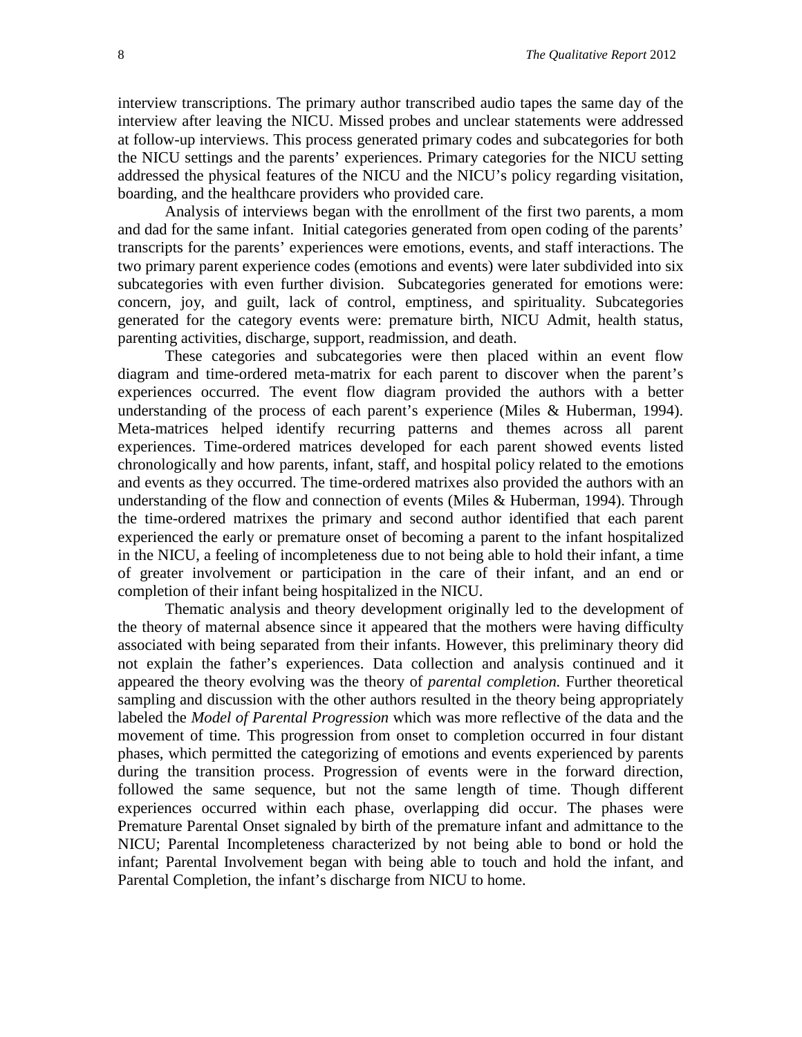interview transcriptions. The primary author transcribed audio tapes the same day of the interview after leaving the NICU. Missed probes and unclear statements were addressed at follow-up interviews. This process generated primary codes and subcategories for both the NICU settings and the parents' experiences. Primary categories for the NICU setting addressed the physical features of the NICU and the NICU's policy regarding visitation, boarding, and the healthcare providers who provided care.

Analysis of interviews began with the enrollment of the first two parents, a mom and dad for the same infant. Initial categories generated from open coding of the parents' transcripts for the parents' experiences were emotions, events, and staff interactions. The two primary parent experience codes (emotions and events) were later subdivided into six subcategories with even further division. Subcategories generated for emotions were: concern, joy, and guilt, lack of control, emptiness, and spirituality. Subcategories generated for the category events were: premature birth, NICU Admit, health status, parenting activities, discharge, support, readmission, and death.

These categories and subcategories were then placed within an event flow diagram and time-ordered meta-matrix for each parent to discover when the parent's experiences occurred. The event flow diagram provided the authors with a better understanding of the process of each parent's experience (Miles & Huberman, 1994). Meta-matrices helped identify recurring patterns and themes across all parent experiences. Time-ordered matrices developed for each parent showed events listed chronologically and how parents, infant, staff, and hospital policy related to the emotions and events as they occurred. The time-ordered matrixes also provided the authors with an understanding of the flow and connection of events (Miles & Huberman, 1994). Through the time-ordered matrixes the primary and second author identified that each parent experienced the early or premature onset of becoming a parent to the infant hospitalized in the NICU, a feeling of incompleteness due to not being able to hold their infant, a time of greater involvement or participation in the care of their infant, and an end or completion of their infant being hospitalized in the NICU.

Thematic analysis and theory development originally led to the development of the theory of maternal absence since it appeared that the mothers were having difficulty associated with being separated from their infants. However, this preliminary theory did not explain the father's experiences. Data collection and analysis continued and it appeared the theory evolving was the theory of *parental completion.* Further theoretical sampling and discussion with the other authors resulted in the theory being appropriately labeled the *Model of Parental Progression* which was more reflective of the data and the movement of time. This progression from onset to completion occurred in four distant phases, which permitted the categorizing of emotions and events experienced by parents during the transition process. Progression of events were in the forward direction, followed the same sequence, but not the same length of time. Though different experiences occurred within each phase, overlapping did occur. The phases were Premature Parental Onset signaled by birth of the premature infant and admittance to the NICU; Parental Incompleteness characterized by not being able to bond or hold the infant; Parental Involvement began with being able to touch and hold the infant, and Parental Completion, the infant's discharge from NICU to home.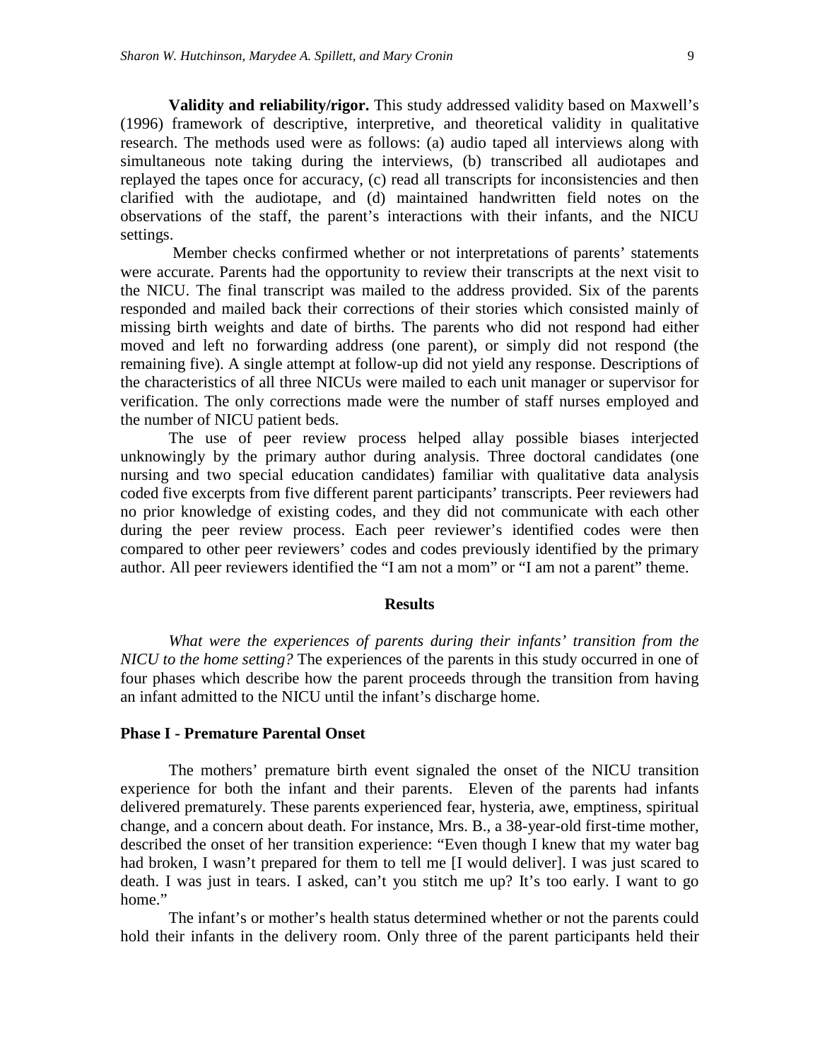**Validity and reliability/rigor.** This study addressed validity based on Maxwell's (1996) framework of descriptive, interpretive, and theoretical validity in qualitative research. The methods used were as follows: (a) audio taped all interviews along with simultaneous note taking during the interviews, (b) transcribed all audiotapes and replayed the tapes once for accuracy, (c) read all transcripts for inconsistencies and then clarified with the audiotape, and (d) maintained handwritten field notes on the observations of the staff, the parent's interactions with their infants, and the NICU settings.

Member checks confirmed whether or not interpretations of parents' statements were accurate. Parents had the opportunity to review their transcripts at the next visit to the NICU. The final transcript was mailed to the address provided. Six of the parents responded and mailed back their corrections of their stories which consisted mainly of missing birth weights and date of births. The parents who did not respond had either moved and left no forwarding address (one parent), or simply did not respond (the remaining five). A single attempt at follow-up did not yield any response. Descriptions of the characteristics of all three NICUs were mailed to each unit manager or supervisor for verification. The only corrections made were the number of staff nurses employed and the number of NICU patient beds.

The use of peer review process helped allay possible biases interjected unknowingly by the primary author during analysis. Three doctoral candidates (one nursing and two special education candidates) familiar with qualitative data analysis coded five excerpts from five different parent participants' transcripts. Peer reviewers had no prior knowledge of existing codes, and they did not communicate with each other during the peer review process. Each peer reviewer's identified codes were then compared to other peer reviewers' codes and codes previously identified by the primary author. All peer reviewers identified the "I am not a mom" or "I am not a parent" theme.

## Results

*What were the experiences of parents during their infants' transition from the NICU to the home setting?* The experiences of the parents in this study occurred in one of four phases which describe how the parent proceeds through the transition from having an infant admitted to the NICU until the infant's discharge home.

### Phase I - Premature Parental Onset

The mothers' premature birth event signaled the onset of the NICU transition experience for both the infant and their parents. Eleven of the parents had infants delivered prematurely. These parents experienced fear, hysteria, awe, emptiness, spiritual change, and a concern about death. For instance, Mrs. B., a 38-year-old first-time mother, described the onset of her transition experience: "Even though I knew that my water bag had broken, I wasn't prepared for them to tell me [I would deliver]. I was just scared to death. I was just in tears. I asked, can't you stitch me up? It's too early. I want to go home."

The infant's or mother's health status determined whether or not the parents could hold their infants in the delivery room. Only three of the parent participants held their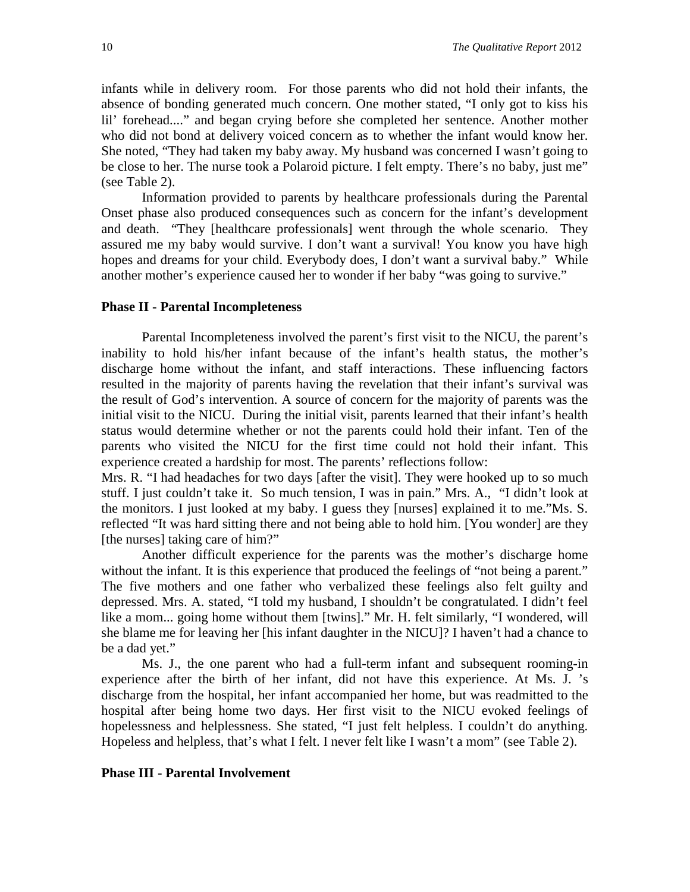infants while in delivery room. For those parents who did not hold their infants, the absence of bonding generated much concern. One mother stated, "I only got to kiss his lil' forehead...." and began crying before she completed her sentence. Another mother who did not bond at delivery voiced concern as to whether the infant would know her. She noted, "They had taken my baby away. My husband was concerned I wasn't going to be close to her. The nurse took a Polaroid picture. I felt empty. There's no baby, just me" (see Table 2).

Information provided to parents by healthcare professionals during the Parental Onset phase also produced consequences such as concern for the infant's development and death. "They [healthcare professionals] went through the whole scenario. They assured me my baby would survive. I don't want a survival! You know you have high hopes and dreams for your child. Everybody does, I don't want a survival baby." While another mother's experience caused her to wonder if her baby "was going to survive."

**Phase II - Parental Incompleteness**

Parental Incompleteness involved the parent's first visit to the NICU, the parent's inability to hold his/her infant because of the infant's health status, the mother's discharge home without the infant, and staff interactions. These influencing factors resulted in the majority of parents having the revelation that their infant's survival was the result of God's intervention. A source of concern for the majority of parents was the initial visit to the NICU. During the initial visit, parents learned that their infant's health status would determine whether or not the parents could hold their infant. Ten of the parents who visited the NICU for the first time could not hold their infant. This experience created a hardship for most. The parents' reflections follow:

Mrs. R. "I had headaches for two days [after the visit]. They were hooked up to so much stuff. I just couldn't take it. So much tension, I was in pain." Mrs. A., "I didn't look at the monitors. I just looked at my baby. I guess they [nurses] explained it to me."Ms. S. reflected "It was hard sitting there and not being able to hold him. [You wonder] are they [the nurses] taking care of him?"

Another difficult experience for the parents was the mother's discharge home without the infant. It is this experience that produced the feelings of "not being a parent." The five mothers and one father who verbalized these feelings also felt guilty and depressed. Mrs. A. stated, "I told my husband, I shouldn't be congratulated. I didn't feel like a mom... going home without them [twins]." Mr. H. felt similarly, "I wondered, will she blame me for leaving her [his infant daughter in the NICU]? I haven't had a chance to be a dad yet."

Ms. J., the one parent who had a full-term infant and subsequent rooming-in experience after the birth of her infant, did not have this experience. At Ms. J. 's discharge from the hospital, her infant accompanied her home, but was readmitted to the hospital after being home two days. Her first visit to the NICU evoked feelings of hopelessness and helplessness. She stated, "I just felt helpless. I couldn't do anything. Hopeless and helpless, that's what I felt. I never felt like I wasn't a mom" (see Table 2).

**Phase III - Parental Involvement**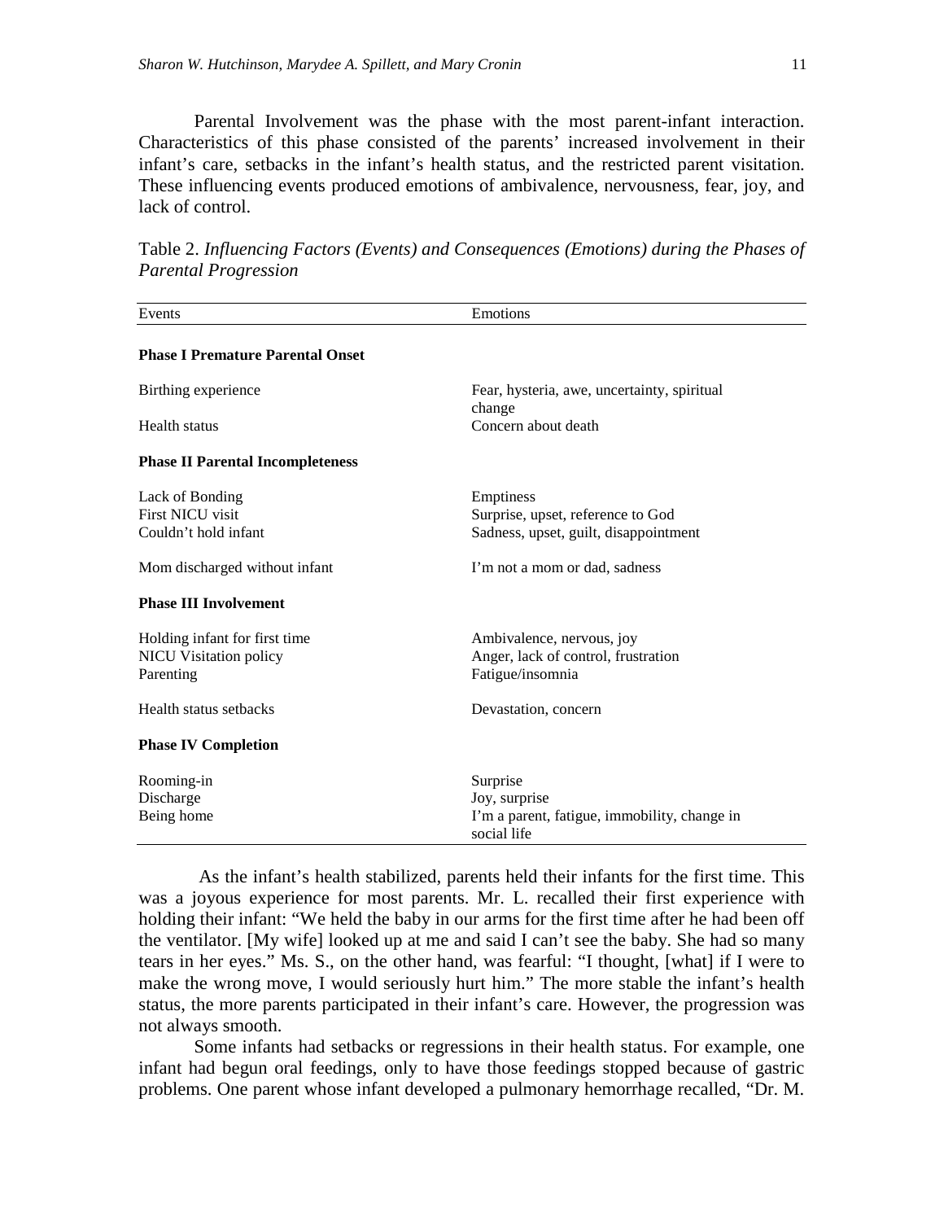Parental Involvement was the phase with the most parent-infant interaction. Characteristics of this phase consisted of the parents' increased involvement in their infant's care, setbacks in the infant's health status, and the restricted parent visitation. These influencing events produced emotions of ambivalence, nervousness, fear, joy, and lack of control.

Table 2. *Influencing Factors (Events) and Consequences (Emotions) during the Phases of Parental Progression*

| Events | Emotions |
|---|---|
| **Phase I Premature Parental Onset** | |
| Birthing experience | Fear, hysteria, awe, uncertainty, spiritual change |
| Health status | Concern about death |
| **Phase II Parental Incompleteness** | |
| Lack of Bonding | Emptiness |
| First NICU visit | Surprise, upset, reference to God |
| Couldn't hold infant | Sadness, upset, guilt, disappointment |
| Mom discharged without infant | I'm not a mom or dad, sadness |
| **Phase III Involvement** | |
| Holding infant for first time | Ambivalence, nervous, joy |
| NICU Visitation policy | Anger, lack of control, frustration |
| Parenting | Fatigue/insomnia |
| Health status setbacks | Devastation, concern |
| **Phase IV Completion** | |
| Rooming-in | Surprise |
| Discharge | Joy, surprise |
| Being home | I'm a parent, fatigue, immobility, change in social life |

As the infant's health stabilized, parents held their infants for the first time. This was a joyous experience for most parents. Mr. L. recalled their first experience with holding their infant: "We held the baby in our arms for the first time after he had been off the ventilator. [My wife] looked up at me and said I can't see the baby. She had so many tears in her eyes." Ms. S., on the other hand, was fearful: "I thought, [what] if I were to make the wrong move, I would seriously hurt him." The more stable the infant's health status, the more parents participated in their infant's care. However, the progression was not always smooth.

Some infants had setbacks or regressions in their health status. For example, one infant had begun oral feedings, only to have those feedings stopped because of gastric problems. One parent whose infant developed a pulmonary hemorrhage recalled, "Dr. M.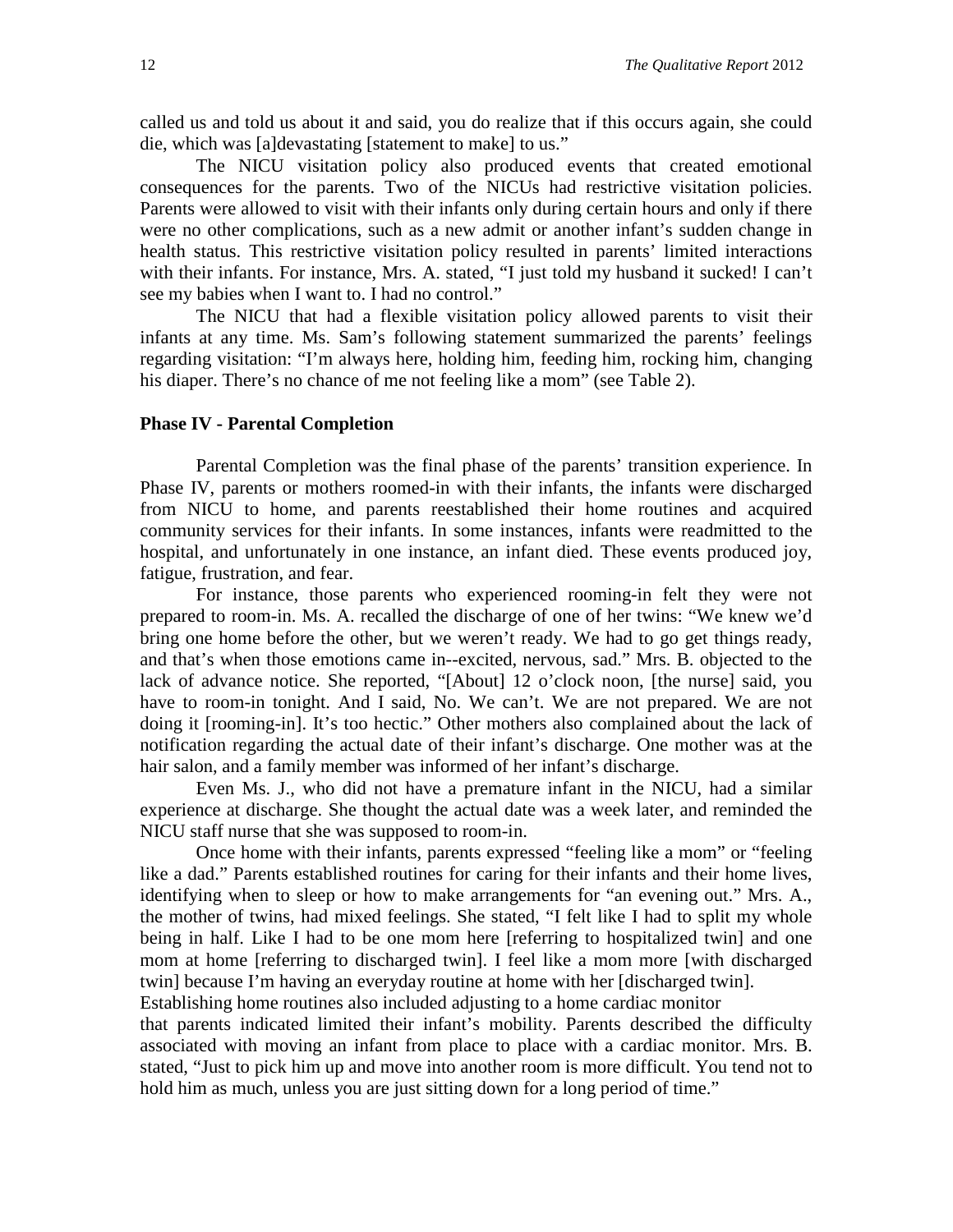called us and told us about it and said, you do realize that if this occurs again, she could die, which was [a]devastating [statement to make] to us."

The NICU visitation policy also produced events that created emotional consequences for the parents. Two of the NICUs had restrictive visitation policies. Parents were allowed to visit with their infants only during certain hours and only if there were no other complications, such as a new admit or another infant's sudden change in health status. This restrictive visitation policy resulted in parents' limited interactions with their infants. For instance, Mrs. A. stated, "I just told my husband it sucked! I can't see my babies when I want to. I had no control."

The NICU that had a flexible visitation policy allowed parents to visit their infants at any time. Ms. Sam's following statement summarized the parents' feelings regarding visitation: "I'm always here, holding him, feeding him, rocking him, changing his diaper. There's no chance of me not feeling like a mom" (see Table 2).

### Phase IV - Parental Completion

Parental Completion was the final phase of the parents' transition experience. In Phase IV, parents or mothers roomed-in with their infants, the infants were discharged from NICU to home, and parents reestablished their home routines and acquired community services for their infants. In some instances, infants were readmitted to the hospital, and unfortunately in one instance, an infant died. These events produced joy, fatigue, frustration, and fear.

For instance, those parents who experienced rooming-in felt they were not prepared to room-in. Ms. A. recalled the discharge of one of her twins: "We knew we'd bring one home before the other, but we weren't ready. We had to go get things ready, and that's when those emotions came in--excited, nervous, sad." Mrs. B. objected to the lack of advance notice. She reported, "[About] 12 o'clock noon, [the nurse] said, you have to room-in tonight. And I said, No. We can't. We are not prepared. We are not doing it [rooming-in]. It's too hectic." Other mothers also complained about the lack of notification regarding the actual date of their infant's discharge. One mother was at the hair salon, and a family member was informed of her infant's discharge.

Even Ms. J., who did not have a premature infant in the NICU, had a similar experience at discharge. She thought the actual date was a week later, and reminded the NICU staff nurse that she was supposed to room-in.

Once home with their infants, parents expressed "feeling like a mom" or "feeling like a dad." Parents established routines for caring for their infants and their home lives, identifying when to sleep or how to make arrangements for "an evening out." Mrs. A., the mother of twins, had mixed feelings. She stated, "I felt like I had to split my whole being in half. Like I had to be one mom here [referring to hospitalized twin] and one mom at home [referring to discharged twin]. I feel like a mom more [with discharged twin] because I'm having an everyday routine at home with her [discharged twin].

Establishing home routines also included adjusting to a home cardiac monitor that parents indicated limited their infant's mobility. Parents described the difficulty associated with moving an infant from place to place with a cardiac monitor. Mrs. B. stated, "Just to pick him up and move into another room is more difficult. You tend not to hold him as much, unless you are just sitting down for a long period of time."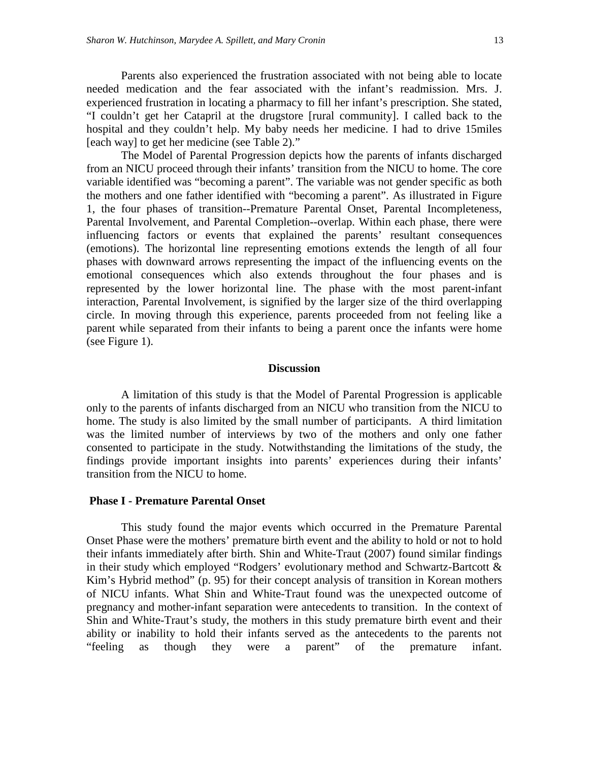Parents also experienced the frustration associated with not being able to locate needed medication and the fear associated with the infant's readmission. Mrs. J. experienced frustration in locating a pharmacy to fill her infant's prescription. She stated, "I couldn't get her Catapril at the drugstore [rural community]. I called back to the hospital and they couldn't help. My baby needs her medicine. I had to drive 15miles [each way] to get her medicine (see Table 2)."

The Model of Parental Progression depicts how the parents of infants discharged from an NICU proceed through their infants' transition from the NICU to home. The core variable identified was "becoming a parent". The variable was not gender specific as both the mothers and one father identified with "becoming a parent". As illustrated in Figure 1, the four phases of transition--Premature Parental Onset, Parental Incompleteness, Parental Involvement, and Parental Completion--overlap. Within each phase, there were influencing factors or events that explained the parents' resultant consequences (emotions). The horizontal line representing emotions extends the length of all four phases with downward arrows representing the impact of the influencing events on the emotional consequences which also extends throughout the four phases and is represented by the lower horizontal line. The phase with the most parent-infant interaction, Parental Involvement, is signified by the larger size of the third overlapping circle. In moving through this experience, parents proceeded from not feeling like a parent while separated from their infants to being a parent once the infants were home (see Figure 1).

## Discussion

A limitation of this study is that the Model of Parental Progression is applicable only to the parents of infants discharged from an NICU who transition from the NICU to home. The study is also limited by the small number of participants. A third limitation was the limited number of interviews by two of the mothers and only one father consented to participate in the study. Notwithstanding the limitations of the study, the findings provide important insights into parents' experiences during their infants' transition from the NICU to home.

### Phase I - Premature Parental Onset

This study found the major events which occurred in the Premature Parental Onset Phase were the mothers' premature birth event and the ability to hold or not to hold their infants immediately after birth. Shin and White-Traut (2007) found similar findings in their study which employed "Rodgers' evolutionary method and Schwartz-Bartcott & Kim's Hybrid method" (p. 95) for their concept analysis of transition in Korean mothers of NICU infants. What Shin and White-Traut found was the unexpected outcome of pregnancy and mother-infant separation were antecedents to transition. In the context of Shin and White-Traut's study, the mothers in this study premature birth event and their ability or inability to hold their infants served as the antecedents to the parents not "feeling as though they were a parent" of the premature infant.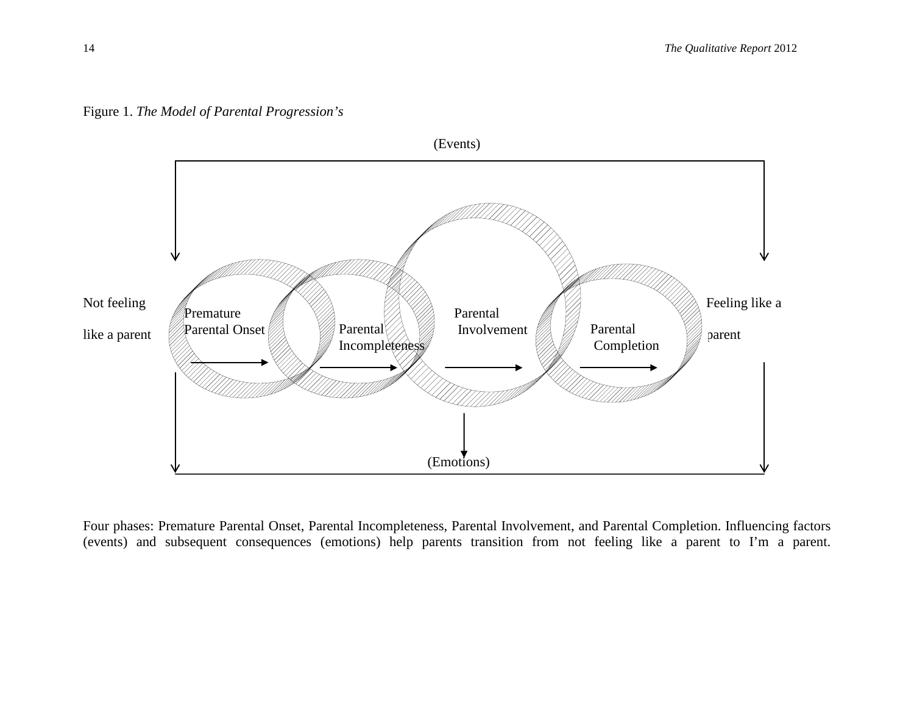Figure 1. *The Model of Parental Progression's*

(Events)

Not feeling like a parent

Premature Parental Onset

Parental Incompleteness

Parental Involvement

Parental Completion

Feeling like a parent

(Emotions)

Four phases: Premature Parental Onset, Parental Incompleteness, Parental Involvement, and Parental Completion. Influencing factors (events) and subsequent consequences (emotions) help parents transition from not feeling like a parent to I'm a parent.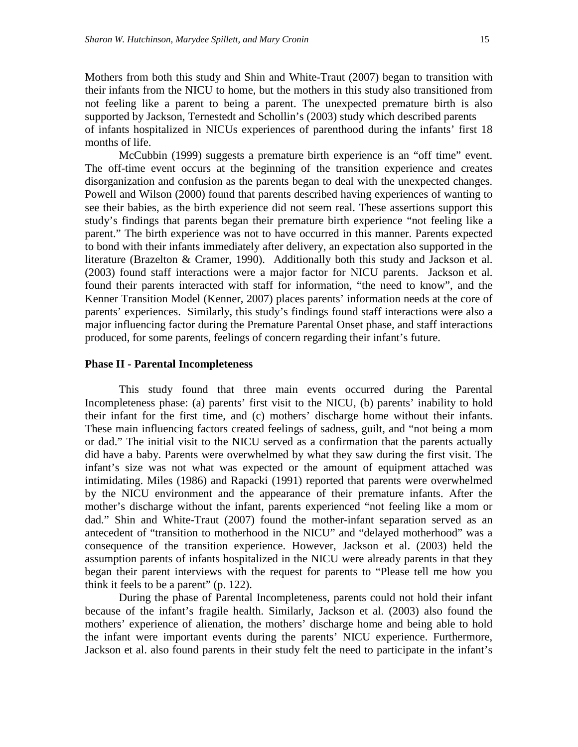Mothers from both this study and Shin and White-Traut (2007) began to transition with their infants from the NICU to home, but the mothers in this study also transitioned from not feeling like a parent to being a parent. The unexpected premature birth is also supported by Jackson, Ternestedt and Schollin's (2003) study which described parents of infants hospitalized in NICUs experiences of parenthood during the infants' first 18 months of life.

McCubbin (1999) suggests a premature birth experience is an "off time" event. The off-time event occurs at the beginning of the transition experience and creates disorganization and confusion as the parents began to deal with the unexpected changes. Powell and Wilson (2000) found that parents described having experiences of wanting to see their babies, as the birth experience did not seem real. These assertions support this study's findings that parents began their premature birth experience "not feeling like a parent." The birth experience was not to have occurred in this manner. Parents expected to bond with their infants immediately after delivery, an expectation also supported in the literature (Brazelton & Cramer, 1990). Additionally both this study and Jackson et al. (2003) found staff interactions were a major factor for NICU parents. Jackson et al. found their parents interacted with staff for information, "the need to know", and the Kenner Transition Model (Kenner, 2007) places parents' information needs at the core of parents' experiences. Similarly, this study's findings found staff interactions were also a major influencing factor during the Premature Parental Onset phase, and staff interactions produced, for some parents, feelings of concern regarding their infant's future.

**Phase II - Parental Incompleteness**

This study found that three main events occurred during the Parental Incompleteness phase: (a) parents' first visit to the NICU, (b) parents' inability to hold their infant for the first time, and (c) mothers' discharge home without their infants. These main influencing factors created feelings of sadness, guilt, and "not being a mom or dad." The initial visit to the NICU served as a confirmation that the parents actually did have a baby. Parents were overwhelmed by what they saw during the first visit. The infant's size was not what was expected or the amount of equipment attached was intimidating. Miles (1986) and Rapacki (1991) reported that parents were overwhelmed by the NICU environment and the appearance of their premature infants. After the mother's discharge without the infant, parents experienced "not feeling like a mom or dad." Shin and White-Traut (2007) found the mother-infant separation served as an antecedent of "transition to motherhood in the NICU" and "delayed motherhood" was a consequence of the transition experience. However, Jackson et al. (2003) held the assumption parents of infants hospitalized in the NICU were already parents in that they began their parent interviews with the request for parents to "Please tell me how you think it feels to be a parent" (p. 122).

During the phase of Parental Incompleteness, parents could not hold their infant because of the infant's fragile health. Similarly, Jackson et al. (2003) also found the mothers' experience of alienation, the mothers' discharge home and being able to hold the infant were important events during the parents' NICU experience. Furthermore, Jackson et al. also found parents in their study felt the need to participate in the infant's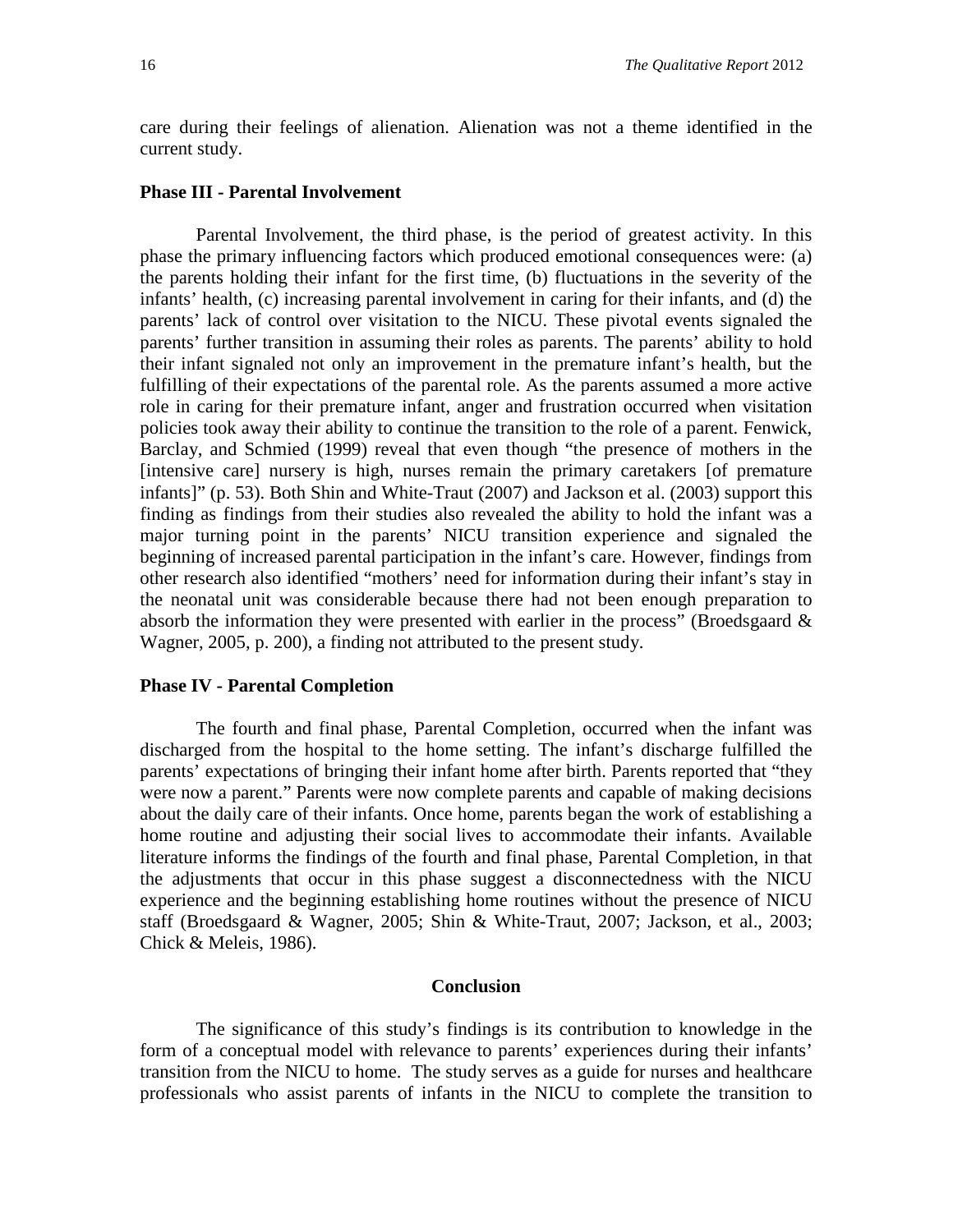care during their feelings of alienation. Alienation was not a theme identified in the current study.

### Phase III - Parental Involvement

Parental Involvement, the third phase, is the period of greatest activity. In this phase the primary influencing factors which produced emotional consequences were: (a) the parents holding their infant for the first time, (b) fluctuations in the severity of the infants' health, (c) increasing parental involvement in caring for their infants, and (d) the parents' lack of control over visitation to the NICU. These pivotal events signaled the parents' further transition in assuming their roles as parents. The parents' ability to hold their infant signaled not only an improvement in the premature infant's health, but the fulfilling of their expectations of the parental role. As the parents assumed a more active role in caring for their premature infant, anger and frustration occurred when visitation policies took away their ability to continue the transition to the role of a parent. Fenwick, Barclay, and Schmied (1999) reveal that even though "the presence of mothers in the [intensive care] nursery is high, nurses remain the primary caretakers [of premature infants]" (p. 53). Both Shin and White-Traut (2007) and Jackson et al. (2003) support this finding as findings from their studies also revealed the ability to hold the infant was a major turning point in the parents' NICU transition experience and signaled the beginning of increased parental participation in the infant's care. However, findings from other research also identified "mothers' need for information during their infant's stay in the neonatal unit was considerable because there had not been enough preparation to absorb the information they were presented with earlier in the process" (Broedsgaard & Wagner, 2005, p. 200), a finding not attributed to the present study.

### Phase IV - Parental Completion

The fourth and final phase, Parental Completion, occurred when the infant was discharged from the hospital to the home setting. The infant's discharge fulfilled the parents' expectations of bringing their infant home after birth. Parents reported that "they were now a parent." Parents were now complete parents and capable of making decisions about the daily care of their infants. Once home, parents began the work of establishing a home routine and adjusting their social lives to accommodate their infants. Available literature informs the findings of the fourth and final phase, Parental Completion, in that the adjustments that occur in this phase suggest a disconnectedness with the NICU experience and the beginning establishing home routines without the presence of NICU staff (Broedsgaard & Wagner, 2005; Shin & White-Traut, 2007; Jackson, et al., 2003; Chick & Meleis, 1986).

## Conclusion

The significance of this study's findings is its contribution to knowledge in the form of a conceptual model with relevance to parents' experiences during their infants' transition from the NICU to home. The study serves as a guide for nurses and healthcare professionals who assist parents of infants in the NICU to complete the transition to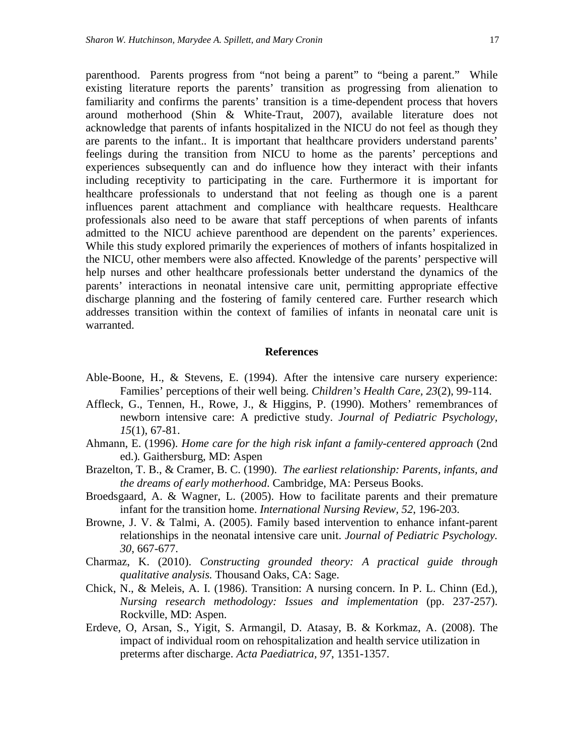parenthood. Parents progress from "not being a parent" to "being a parent." While existing literature reports the parents' transition as progressing from alienation to familiarity and confirms the parents' transition is a time-dependent process that hovers around motherhood (Shin & White-Traut, 2007), available literature does not acknowledge that parents of infants hospitalized in the NICU do not feel as though they are parents to the infant.. It is important that healthcare providers understand parents' feelings during the transition from NICU to home as the parents' perceptions and experiences subsequently can and do influence how they interact with their infants including receptivity to participating in the care. Furthermore it is important for healthcare professionals to understand that not feeling as though one is a parent influences parent attachment and compliance with healthcare requests. Healthcare professionals also need to be aware that staff perceptions of when parents of infants admitted to the NICU achieve parenthood are dependent on the parents' experiences. While this study explored primarily the experiences of mothers of infants hospitalized in the NICU, other members were also affected. Knowledge of the parents' perspective will help nurses and other healthcare professionals better understand the dynamics of the parents' interactions in neonatal intensive care unit, permitting appropriate effective discharge planning and the fostering of family centered care. Further research which addresses transition within the context of families of infants in neonatal care unit is warranted.

## References

Able-Boone, H., & Stevens, E. (1994). After the intensive care nursery experience: Families' perceptions of their well being. *Children's Health Care, 23*(2), 99-114.

Affleck, G., Tennen, H., Rowe, J., & Higgins, P. (1990). Mothers' remembrances of newborn intensive care: A predictive study. *Journal of Pediatric Psychology, 15*(1), 67-81.

Ahmann, E. (1996). *Home care for the high risk infant a family-centered approach* (2nd ed.)*.* Gaithersburg, MD: Aspen

Brazelton, T. B., & Cramer, B. C. (1990). *The earliest relationship: Parents, infants, and the dreams of early motherhood*. Cambridge, MA: Perseus Books.

Broedsgaard, A. & Wagner, L. (2005). How to facilitate parents and their premature infant for the transition home. *International Nursing Review, 52*, 196-203.

Browne, J. V. & Talmi, A. (2005). Family based intervention to enhance infant-parent relationships in the neonatal intensive care unit. *Journal of Pediatric Psychology. 30*, 667-677.

Charmaz, K. (2010). *Constructing grounded theory: A practical guide through qualitative analysis.* Thousand Oaks, CA: Sage.

Chick, N., & Meleis, A. I. (1986). Transition: A nursing concern. In P. L. Chinn (Ed.), *Nursing research methodology: Issues and implementation* (pp. 237-257). Rockville, MD: Aspen.

Erdeve, O, Arsan, S., Yigit, S. Armangil, D. Atasay, B. & Korkmaz, A. (2008). The impact of individual room on rehospitalization and health service utilization in preterms after discharge. *Acta Paediatrica, 97*, 1351-1357.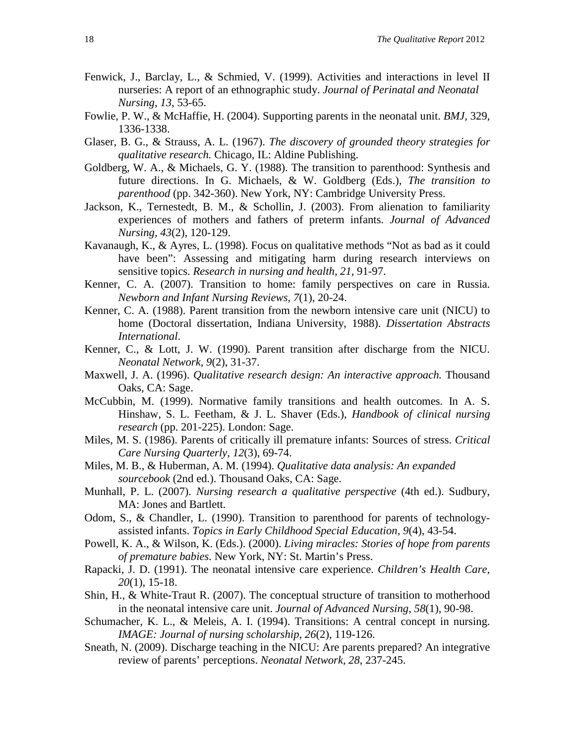Fenwick, J., Barclay, L., & Schmied, V. (1999). Activities and interactions in level II nurseries: A report of an ethnographic study. *Journal of Perinatal and Neonatal Nursing, 13*, 53-65.

Fowlie, P. W., & McHaffie, H. (2004). Supporting parents in the neonatal unit. *BMJ*, 329, 1336-1338.

Glaser, B. G., & Strauss, A. L. (1967). *The discovery of grounded theory strategies for qualitative research.* Chicago, IL: Aldine Publishing.

Goldberg, W. A., & Michaels, G. Y. (1988). The transition to parenthood: Synthesis and future directions. In G. Michaels, & W. Goldberg (Eds.), *The transition to parenthood* (pp. 342-360). New York, NY: Cambridge University Press.

Jackson, K., Ternestedt, B. M., & Schollin, J. (2003). From alienation to familiarity experiences of mothers and fathers of preterm infants. *Journal of Advanced Nursing, 43*(2), 120-129.

Kavanaugh, K., & Ayres, L. (1998). Focus on qualitative methods "Not as bad as it could have been": Assessing and mitigating harm during research interviews on sensitive topics. *Research in nursing and health, 21*, 91-97.

Kenner, C. A. (2007). Transition to home: family perspectives on care in Russia. *Newborn and Infant Nursing Reviews, 7*(1), 20-24.

Kenner, C. A. (1988). Parent transition from the newborn intensive care unit (NICU) to home (Doctoral dissertation, Indiana University, 1988). *Dissertation Abstracts International*.

Kenner, C., & Lott, J. W. (1990). Parent transition after discharge from the NICU. *Neonatal Network, 9*(2), 31-37.

Maxwell, J. A. (1996). *Qualitative research design: An interactive approach.* Thousand Oaks, CA: Sage.

McCubbin, M. (1999). Normative family transitions and health outcomes. In A. S. Hinshaw, S. L. Feetham, & J. L. Shaver (Eds.), *Handbook of clinical nursing research* (pp. 201-225). London: Sage.

Miles, M. S. (1986). Parents of critically ill premature infants: Sources of stress. *Critical Care Nursing Quarterly, 12*(3), 69-74.

Miles, M. B., & Huberman, A. M. (1994). *Qualitative data analysis: An expanded sourcebook* (2nd ed.). Thousand Oaks, CA: Sage.

Munhall, P. L. (2007). *Nursing research a qualitative perspective* (4th ed.). Sudbury, MA: Jones and Bartlett.

Odom, S., & Chandler, L. (1990). Transition to parenthood for parents of technology-assisted infants. *Topics in Early Childhood Special Education, 9*(4), 43-54.

Powell, K. A., & Wilson, K. (Eds.). (2000). *Living miracles: Stories of hope from parents of premature babies.* New York, NY: St. Martin's Press.

Rapacki, J. D. (1991). The neonatal intensive care experience. *Children's Health Care, 20*(1), 15-18.

Shin, H., & White-Traut R. (2007). The conceptual structure of transition to motherhood in the neonatal intensive care unit. *Journal of Advanced Nursing, 58*(1), 90-98.

Schumacher, K. L., & Meleis, A. I. (1994). Transitions: A central concept in nursing. *IMAGE: Journal of nursing scholarship, 26*(2), 119-126.

Sneath, N. (2009). Discharge teaching in the NICU: Are parents prepared? An integrative review of parents' perceptions. *Neonatal Network, 28*, 237-245.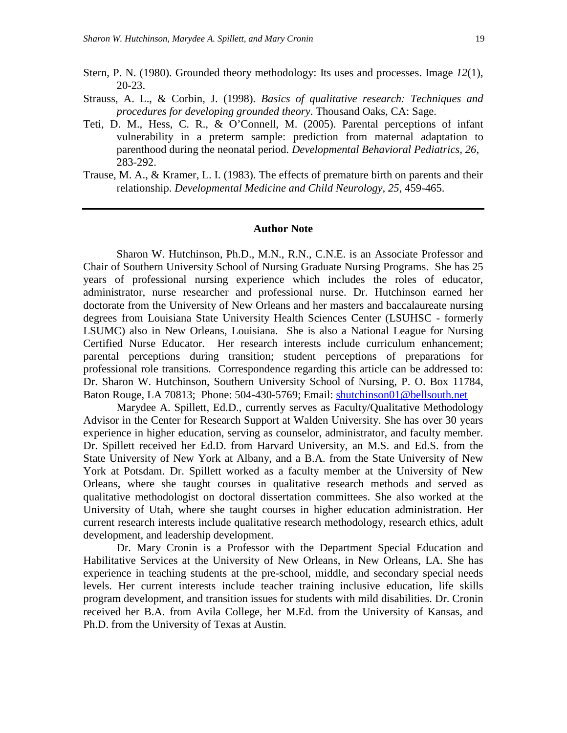Stern, P. N. (1980). Grounded theory methodology: Its uses and processes. Image *12*(1), 20-23.

Strauss, A. L., & Corbin, J. (1998). *Basics of qualitative research: Techniques and procedures for developing grounded theory*. Thousand Oaks, CA: Sage.

Teti, D. M., Hess, C. R., & O'Connell, M. (2005). Parental perceptions of infant vulnerability in a preterm sample: prediction from maternal adaptation to parenthood during the neonatal period. *Developmental Behavioral Pediatrics, 26*, 283-292.

Trause, M. A., & Kramer, L. I. (1983). The effects of premature birth on parents and their relationship. *Developmental Medicine and Child Neurology, 25*, 459-465.

---

## Author Note

Sharon W. Hutchinson, Ph.D., M.N., R.N., C.N.E. is an Associate Professor and Chair of Southern University School of Nursing Graduate Nursing Programs. She has 25 years of professional nursing experience which includes the roles of educator, administrator, nurse researcher and professional nurse. Dr. Hutchinson earned her doctorate from the University of New Orleans and her masters and baccalaureate nursing degrees from Louisiana State University Health Sciences Center (LSUHSC - formerly LSUMC) also in New Orleans, Louisiana. She is also a National League for Nursing Certified Nurse Educator. Her research interests include curriculum enhancement; parental perceptions during transition; student perceptions of preparations for professional role transitions. Correspondence regarding this article can be addressed to: Dr. Sharon W. Hutchinson, Southern University School of Nursing, P. O. Box 11784, Baton Rouge, LA 70813; Phone: 504-430-5769; Email: shutchinson01@bellsouth.net

Marydee A. Spillett, Ed.D., currently serves as Faculty/Qualitative Methodology Advisor in the Center for Research Support at Walden University. She has over 30 years experience in higher education, serving as counselor, administrator, and faculty member. Dr. Spillett received her Ed.D. from Harvard University, an M.S. and Ed.S. from the State University of New York at Albany, and a B.A. from the State University of New York at Potsdam. Dr. Spillett worked as a faculty member at the University of New Orleans, where she taught courses in qualitative research methods and served as qualitative methodologist on doctoral dissertation committees. She also worked at the University of Utah, where she taught courses in higher education administration. Her current research interests include qualitative research methodology, research ethics, adult development, and leadership development.

Dr. Mary Cronin is a Professor with the Department Special Education and Habilitative Services at the University of New Orleans, in New Orleans, LA. She has experience in teaching students at the pre-school, middle, and secondary special needs levels. Her current interests include teacher training inclusive education, life skills program development, and transition issues for students with mild disabilities. Dr. Cronin received her B.A. from Avila College, her M.Ed. from the University of Kansas, and Ph.D. from the University of Texas at Austin.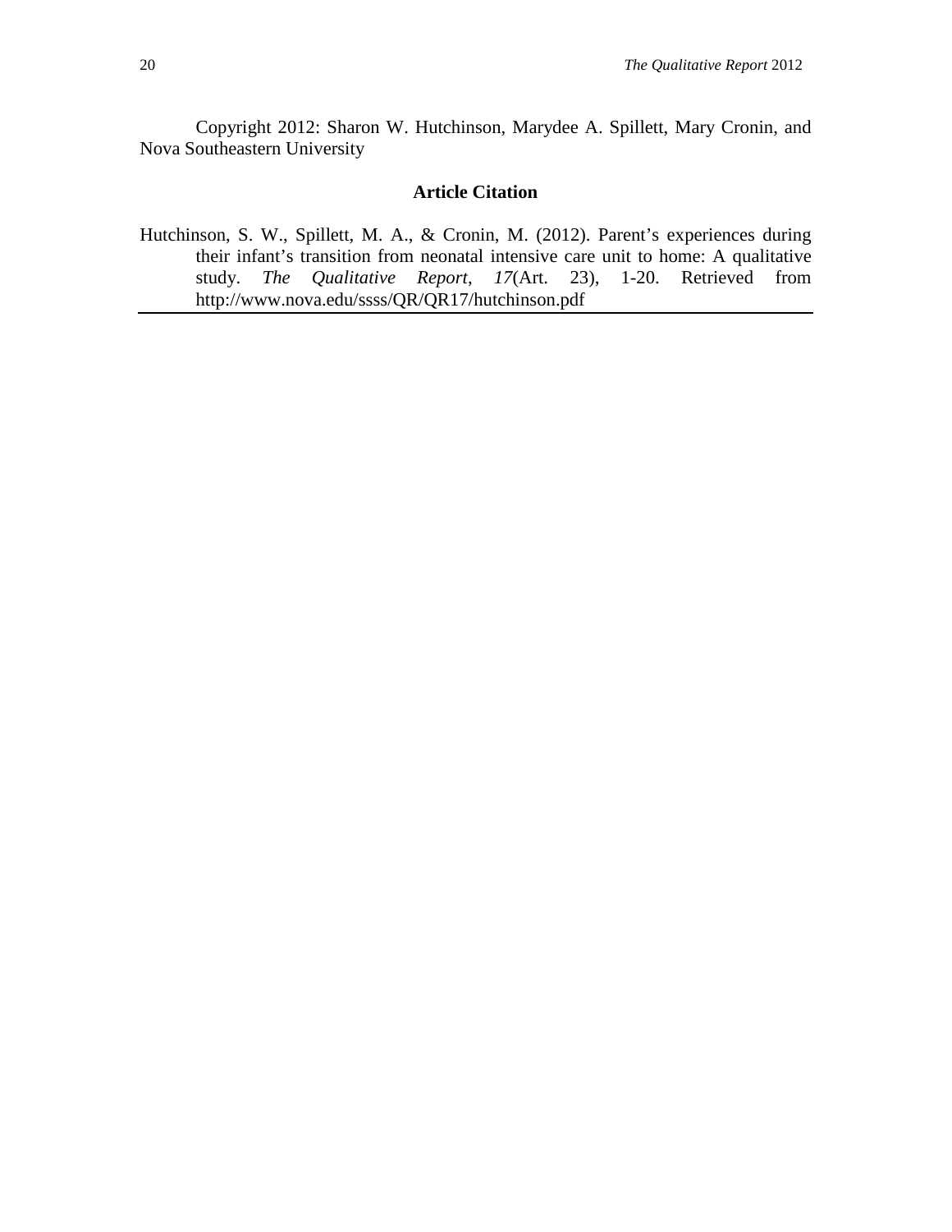Copyright 2012: Sharon W. Hutchinson, Marydee A. Spillett, Mary Cronin, and Nova Southeastern University

## Article Citation

Hutchinson, S. W., Spillett, M. A., & Cronin, M. (2012). Parent's experiences during their infant's transition from neonatal intensive care unit to home: A qualitative study. *The Qualitative Report*, *17*(Art. 23), 1-20. Retrieved from http://www.nova.edu/ssss/QR/QR17/hutchinson.pdf